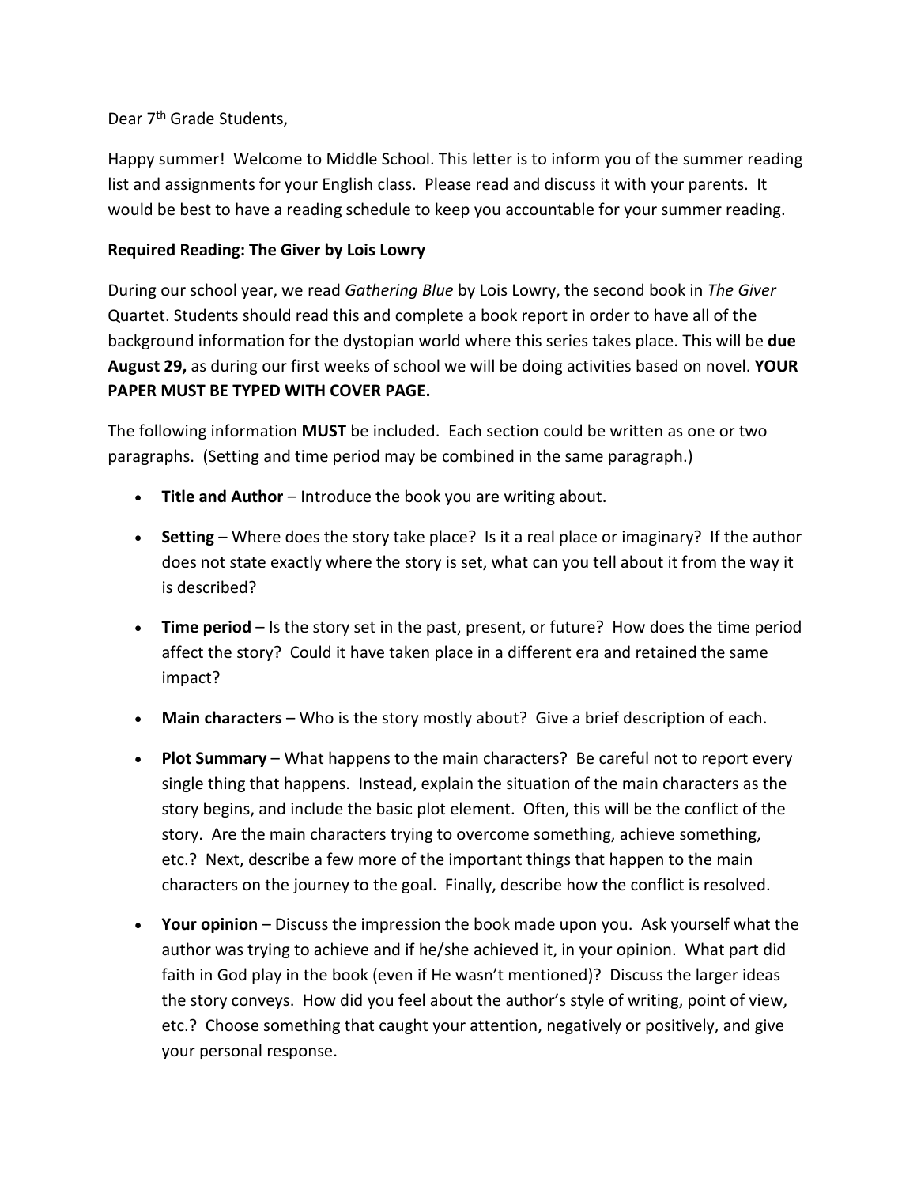Dear 7th Grade Students,

Happy summer! Welcome to Middle School. This letter is to inform you of the summer reading list and assignments for your English class. Please read and discuss it with your parents. It would be best to have a reading schedule to keep you accountable for your summer reading.

**Required Reading: The Giver by Lois Lowry**

During our school year, we read *Gathering Blue* by Lois Lowry, the second book in *The Giver* Quartet. Students should read this and complete a book report in order to have all of the background information for the dystopian world where this series takes place. This will be **due August 29,** as during our first weeks of school we will be doing activities based on novel. **YOUR PAPER MUST BE TYPED WITH COVER PAGE.**

The following information **MUST** be included. Each section could be written as one or two paragraphs. (Setting and time period may be combined in the same paragraph.)

- **Title and Author** – Introduce the book you are writing about.
- **Setting** – Where does the story take place? Is it a real place or imaginary? If the author does not state exactly where the story is set, what can you tell about it from the way it is described?
- **Time period** – Is the story set in the past, present, or future? How does the time period affect the story? Could it have taken place in a different era and retained the same impact?
- **Main characters** – Who is the story mostly about? Give a brief description of each.
- **Plot Summary** – What happens to the main characters? Be careful not to report every single thing that happens. Instead, explain the situation of the main characters as the story begins, and include the basic plot element. Often, this will be the conflict of the story. Are the main characters trying to overcome something, achieve something, etc.? Next, describe a few more of the important things that happen to the main characters on the journey to the goal. Finally, describe how the conflict is resolved.
- **Your opinion** – Discuss the impression the book made upon you. Ask yourself what the author was trying to achieve and if he/she achieved it, in your opinion. What part did faith in God play in the book (even if He wasn't mentioned)? Discuss the larger ideas the story conveys. How did you feel about the author's style of writing, point of view, etc.? Choose something that caught your attention, negatively or positively, and give your personal response.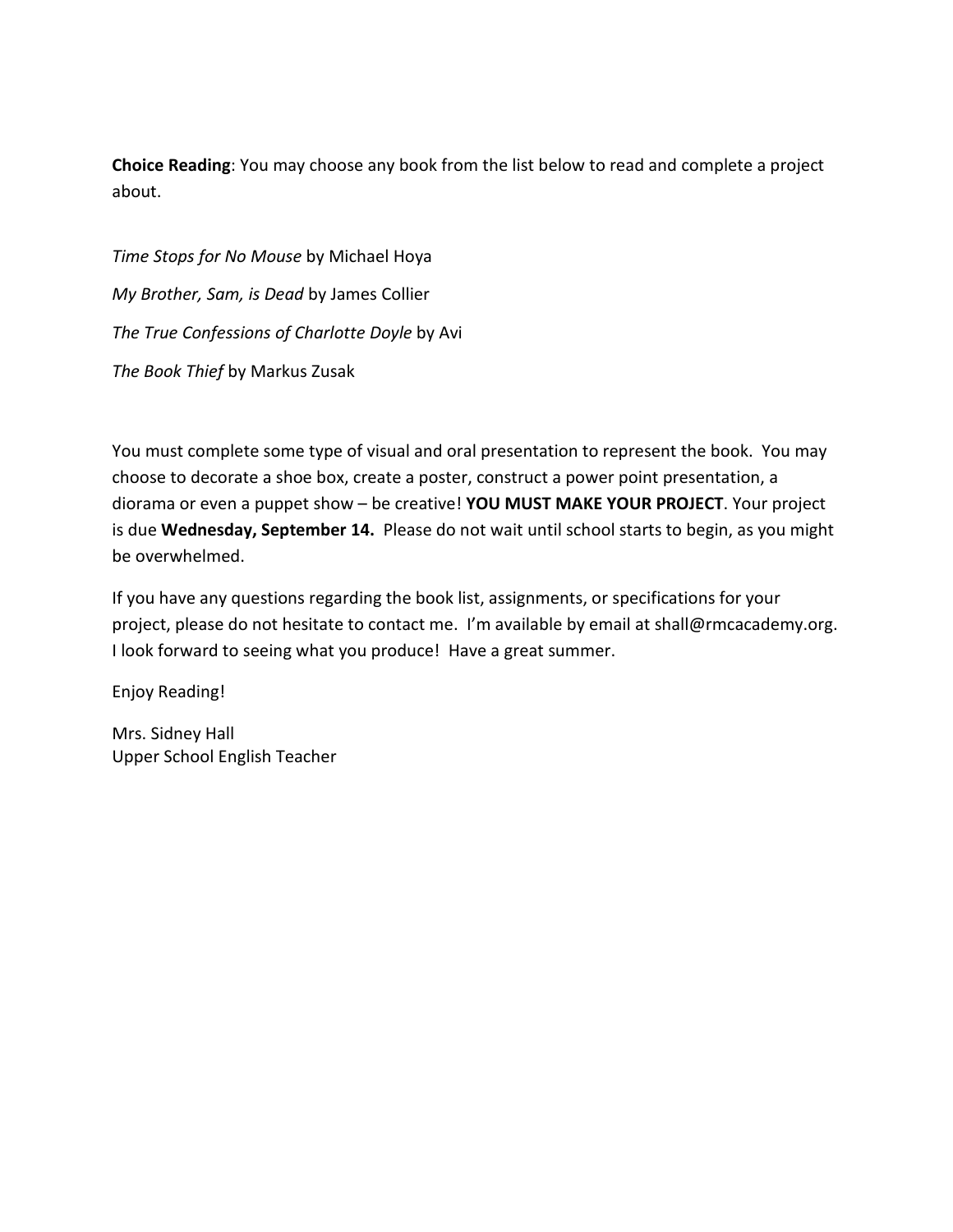**Choice Reading**: You may choose any book from the list below to read and complete a project about.

*Time Stops for No Mouse* by Michael Hoya

*My Brother, Sam, is Dead* by James Collier

*The True Confessions of Charlotte Doyle* by Avi

*The Book Thief* by Markus Zusak

You must complete some type of visual and oral presentation to represent the book. You may choose to decorate a shoe box, create a poster, construct a power point presentation, a diorama or even a puppet show – be creative! **YOU MUST MAKE YOUR PROJECT**. Your project is due **Wednesday, September 14.** Please do not wait until school starts to begin, as you might be overwhelmed.

If you have any questions regarding the book list, assignments, or specifications for your project, please do not hesitate to contact me. I'm available by email at shall@rmcacademy.org. I look forward to seeing what you produce! Have a great summer.

Enjoy Reading!

Mrs. Sidney Hall
Upper School English Teacher